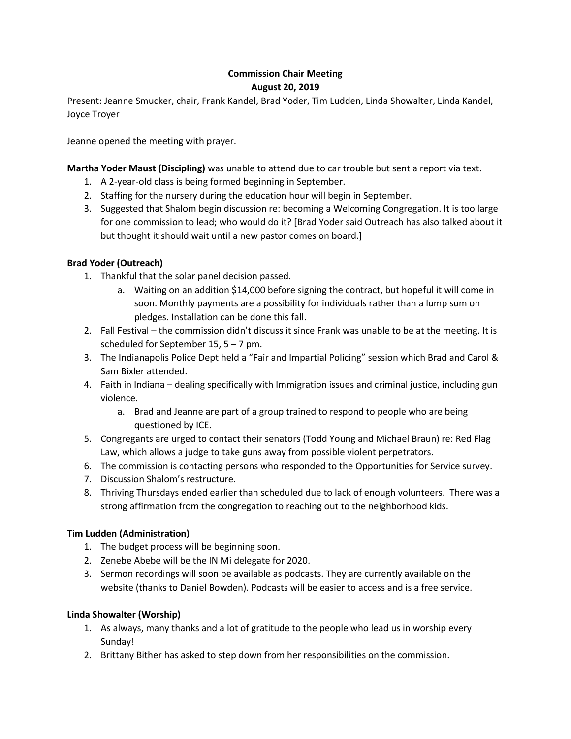# Commission Chair Meeting
## August 20, 2019

Present: Jeanne Smucker, chair, Frank Kandel, Brad Yoder, Tim Ludden, Linda Showalter, Linda Kandel, Joyce Troyer

Jeanne opened the meeting with prayer.

**Martha Yoder Maust (Discipling)** was unable to attend due to car trouble but sent a report via text.

1. A 2-year-old class is being formed beginning in September.
2. Staffing for the nursery during the education hour will begin in September.
3. Suggested that Shalom begin discussion re: becoming a Welcoming Congregation. It is too large for one commission to lead; who would do it? [Brad Yoder said Outreach has also talked about it but thought it should wait until a new pastor comes on board.]

**Brad Yoder (Outreach)**

1. Thankful that the solar panel decision passed.
   a. Waiting on an addition $14,000 before signing the contract, but hopeful it will come in soon. Monthly payments are a possibility for individuals rather than a lump sum on pledges. Installation can be done this fall.
2. Fall Festival – the commission didn't discuss it since Frank was unable to be at the meeting. It is scheduled for September 15, 5 – 7 pm.
3. The Indianapolis Police Dept held a "Fair and Impartial Policing" session which Brad and Carol & Sam Bixler attended.
4. Faith in Indiana – dealing specifically with Immigration issues and criminal justice, including gun violence.
   a. Brad and Jeanne are part of a group trained to respond to people who are being questioned by ICE.
5. Congregants are urged to contact their senators (Todd Young and Michael Braun) re: Red Flag Law, which allows a judge to take guns away from possible violent perpetrators.
6. The commission is contacting persons who responded to the Opportunities for Service survey.
7. Discussion Shalom's restructure.
8. Thriving Thursdays ended earlier than scheduled due to lack of enough volunteers. There was a strong affirmation from the congregation to reaching out to the neighborhood kids.

**Tim Ludden (Administration)**

1. The budget process will be beginning soon.
2. Zenebe Abebe will be the IN Mi delegate for 2020.
3. Sermon recordings will soon be available as podcasts. They are currently available on the website (thanks to Daniel Bowden). Podcasts will be easier to access and is a free service.

**Linda Showalter (Worship)**

1. As always, many thanks and a lot of gratitude to the people who lead us in worship every Sunday!
2. Brittany Bither has asked to step down from her responsibilities on the commission.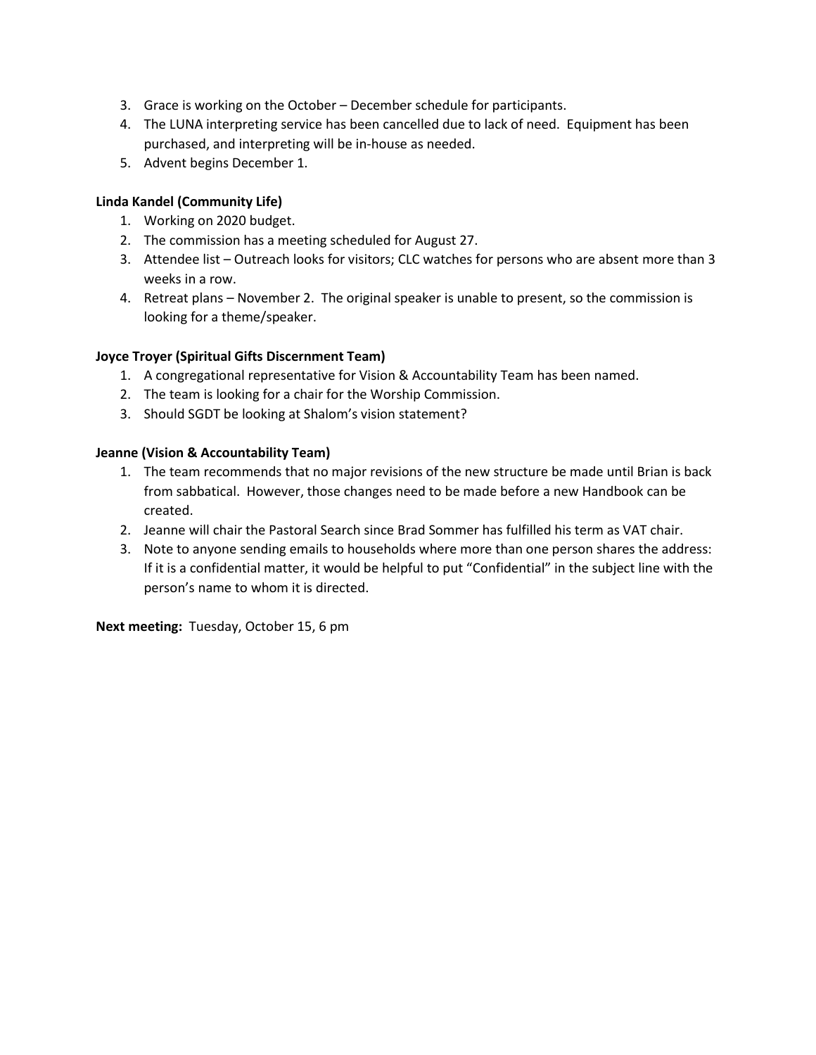3. Grace is working on the October – December schedule for participants.
4. The LUNA interpreting service has been cancelled due to lack of need. Equipment has been purchased, and interpreting will be in-house as needed.
5. Advent begins December 1.

**Linda Kandel (Community Life)**

1. Working on 2020 budget.
2. The commission has a meeting scheduled for August 27.
3. Attendee list – Outreach looks for visitors; CLC watches for persons who are absent more than 3 weeks in a row.
4. Retreat plans – November 2. The original speaker is unable to present, so the commission is looking for a theme/speaker.

**Joyce Troyer (Spiritual Gifts Discernment Team)**

1. A congregational representative for Vision & Accountability Team has been named.
2. The team is looking for a chair for the Worship Commission.
3. Should SGDT be looking at Shalom's vision statement?

**Jeanne (Vision & Accountability Team)**

1. The team recommends that no major revisions of the new structure be made until Brian is back from sabbatical. However, those changes need to be made before a new Handbook can be created.
2. Jeanne will chair the Pastoral Search since Brad Sommer has fulfilled his term as VAT chair.
3. Note to anyone sending emails to households where more than one person shares the address: If it is a confidential matter, it would be helpful to put "Confidential" in the subject line with the person's name to whom it is directed.

**Next meeting:** Tuesday, October 15, 6 pm